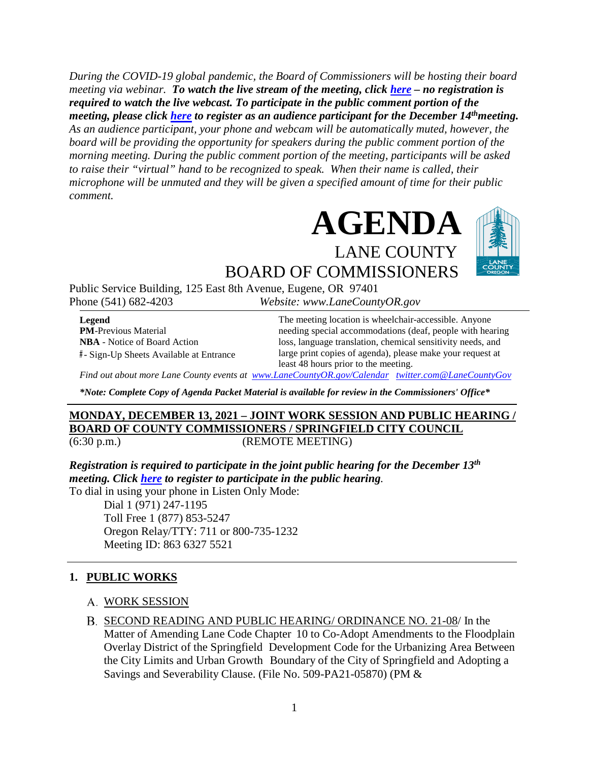*During the COVID-19 global pandemic, the Board of Commissioners will be hosting their board meeting via webinar.* ***To watch the live stream of the meeting, click here – no registration is required to watch the live webcast. To participate in the public comment portion of the meeting, please click here to register as an audience participant for the December 14th meeting.*** *As an audience participant, your phone and webcam will be automatically muted, however, the board will be providing the opportunity for speakers during the public comment portion of the morning meeting. During the public comment portion of the meeting, participants will be asked to raise their "virtual" hand to be recognized to speak. When their name is called, their microphone will be unmuted and they will be given a specified amount of time for their public comment.*

# AGENDA

## LANE COUNTY BOARD OF COMMISSIONERS

Public Service Building, 125 East 8th Avenue, Eugene, OR 97401
Phone (541) 682-4203 *Website: www.LaneCountyOR.gov*

**Legend**
**PM**-Previous Material
**NBA** - Notice of Board Action
#- Sign-Up Sheets Available at Entrance

The meeting location is wheelchair-accessible. Anyone needing special accommodations (deaf, people with hearing loss, language translation, chemical sensitivity needs, and large print copies of agenda), please make your request at least 48 hours prior to the meeting.

*Find out about more Lane County events at www.LaneCountyOR.gov/Calendar twitter.com@LaneCountyGov*

***\*Note: Complete Copy of Agenda Packet Material is available for review in the Commissioners' Office\****

**MONDAY, DECEMBER 13, 2021 – JOINT WORK SESSION AND PUBLIC HEARING / BOARD OF COUNTY COMMISSIONERS / SPRINGFIELD CITY COUNCIL**
(6:30 p.m.) (REMOTE MEETING)

***Registration is required to participate in the joint public hearing for the December 13th meeting. Click here to register to participate in the public hearing.***
To dial in using your phone in Listen Only Mode:
Dial 1 (971) 247-1195
Toll Free 1 (877) 853-5247
Oregon Relay/TTY: 711 or 800-735-1232
Meeting ID: 863 6327 5521

**1. PUBLIC WORKS**

A. WORK SESSION

B. SECOND READING AND PUBLIC HEARING/ ORDINANCE NO. 21-08/ In the Matter of Amending Lane Code Chapter 10 to Co-Adopt Amendments to the Floodplain Overlay District of the Springfield Development Code for the Urbanizing Area Between the City Limits and Urban Growth Boundary of the City of Springfield and Adopting a Savings and Severability Clause. (File No. 509-PA21-05870) (PM &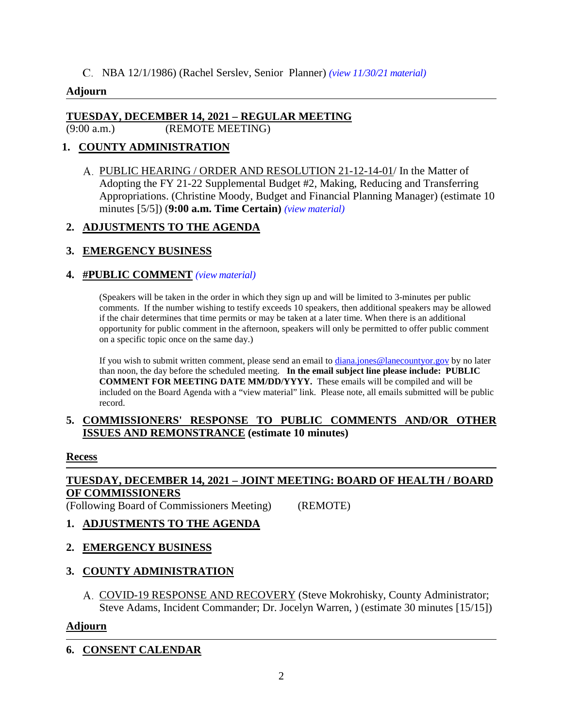C. NBA 12/1/1986) (Rachel Serslev, Senior Planner) *(view 11/30/21 material)*

**Adjourn**

---

**TUESDAY, DECEMBER 14, 2021 – REGULAR MEETING**
(9:00 a.m.) (REMOTE MEETING)

## 1. COUNTY ADMINISTRATION

A. PUBLIC HEARING / ORDER AND RESOLUTION 21-12-14-01/ In the Matter of Adopting the FY 21-22 Supplemental Budget #2, Making, Reducing and Transferring Appropriations. (Christine Moody, Budget and Financial Planning Manager) (estimate 10 minutes [5/5]) (**9:00 a.m. Time Certain)** *(view material)*

## 2. ADJUSTMENTS TO THE AGENDA

## 3. EMERGENCY BUSINESS

## 4. #PUBLIC COMMENT *(view material)*

(Speakers will be taken in the order in which they sign up and will be limited to 3-minutes per public comments. If the number wishing to testify exceeds 10 speakers, then additional speakers may be allowed if the chair determines that time permits or may be taken at a later time. When there is an additional opportunity for public comment in the afternoon, speakers will only be permitted to offer public comment on a specific topic once on the same day.)

If you wish to submit written comment, please send an email to diana.jones@lanecountyor.gov by no later than noon, the day before the scheduled meeting. **In the email subject line please include: PUBLIC COMMENT FOR MEETING DATE MM/DD/YYYY.** These emails will be compiled and will be included on the Board Agenda with a "view material" link. Please note, all emails submitted will be public record.

## 5. COMMISSIONERS' RESPONSE TO PUBLIC COMMENTS AND/OR OTHER ISSUES AND REMONSTRANCE (estimate 10 minutes)

**Recess**

---

**TUESDAY, DECEMBER 14, 2021 – JOINT MEETING: BOARD OF HEALTH / BOARD OF COMMISSIONERS**
(Following Board of Commissioners Meeting) (REMOTE)

## 1. ADJUSTMENTS TO THE AGENDA

## 2. EMERGENCY BUSINESS

## 3. COUNTY ADMINISTRATION

A. COVID-19 RESPONSE AND RECOVERY (Steve Mokrohisky, County Administrator; Steve Adams, Incident Commander; Dr. Jocelyn Warren, ) (estimate 30 minutes [15/15])

**Adjourn**

---

## 6. CONSENT CALENDAR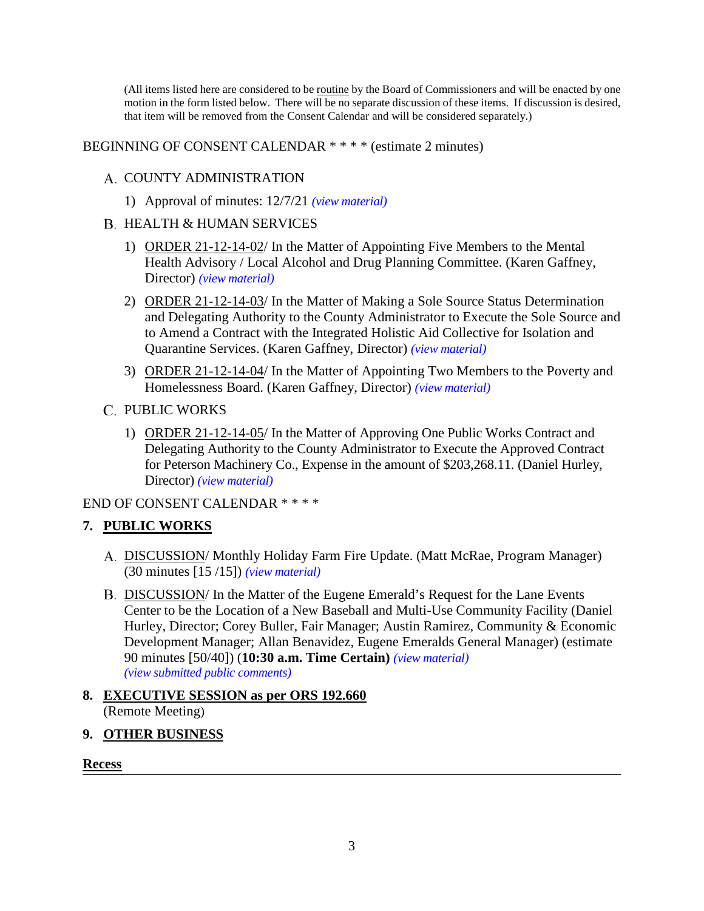(All items listed here are considered to be routine by the Board of Commissioners and will be enacted by one motion in the form listed below. There will be no separate discussion of these items. If discussion is desired, that item will be removed from the Consent Calendar and will be considered separately.)

BEGINNING OF CONSENT CALENDAR * * * * (estimate 2 minutes)

A. COUNTY ADMINISTRATION

1) Approval of minutes: 12/7/21 *(view material)*

B. HEALTH & HUMAN SERVICES

1) ORDER 21-12-14-02/ In the Matter of Appointing Five Members to the Mental Health Advisory / Local Alcohol and Drug Planning Committee. (Karen Gaffney, Director) *(view material)*

2) ORDER 21-12-14-03/ In the Matter of Making a Sole Source Status Determination and Delegating Authority to the County Administrator to Execute the Sole Source and to Amend a Contract with the Integrated Holistic Aid Collective for Isolation and Quarantine Services. (Karen Gaffney, Director) *(view material)*

3) ORDER 21-12-14-04/ In the Matter of Appointing Two Members to the Poverty and Homelessness Board. (Karen Gaffney, Director) *(view material)*

C. PUBLIC WORKS

1) ORDER 21-12-14-05/ In the Matter of Approving One Public Works Contract and Delegating Authority to the County Administrator to Execute the Approved Contract for Peterson Machinery Co., Expense in the amount of $203,268.11. (Daniel Hurley, Director) *(view material)*

END OF CONSENT CALENDAR * * * *

**7. PUBLIC WORKS**

A. DISCUSSION/ Monthly Holiday Farm Fire Update. (Matt McRae, Program Manager) (30 minutes [15 /15]) *(view material)*

B. DISCUSSION/ In the Matter of the Eugene Emerald's Request for the Lane Events Center to be the Location of a New Baseball and Multi-Use Community Facility (Daniel Hurley, Director; Corey Buller, Fair Manager; Austin Ramirez, Community & Economic Development Manager; Allan Benavidez, Eugene Emeralds General Manager) (estimate 90 minutes [50/40]) (**10:30 a.m. Time Certain**) *(view material)* *(view submitted public comments)*

**8. EXECUTIVE SESSION as per ORS 192.660**
(Remote Meeting)

**9. OTHER BUSINESS**

**Recess**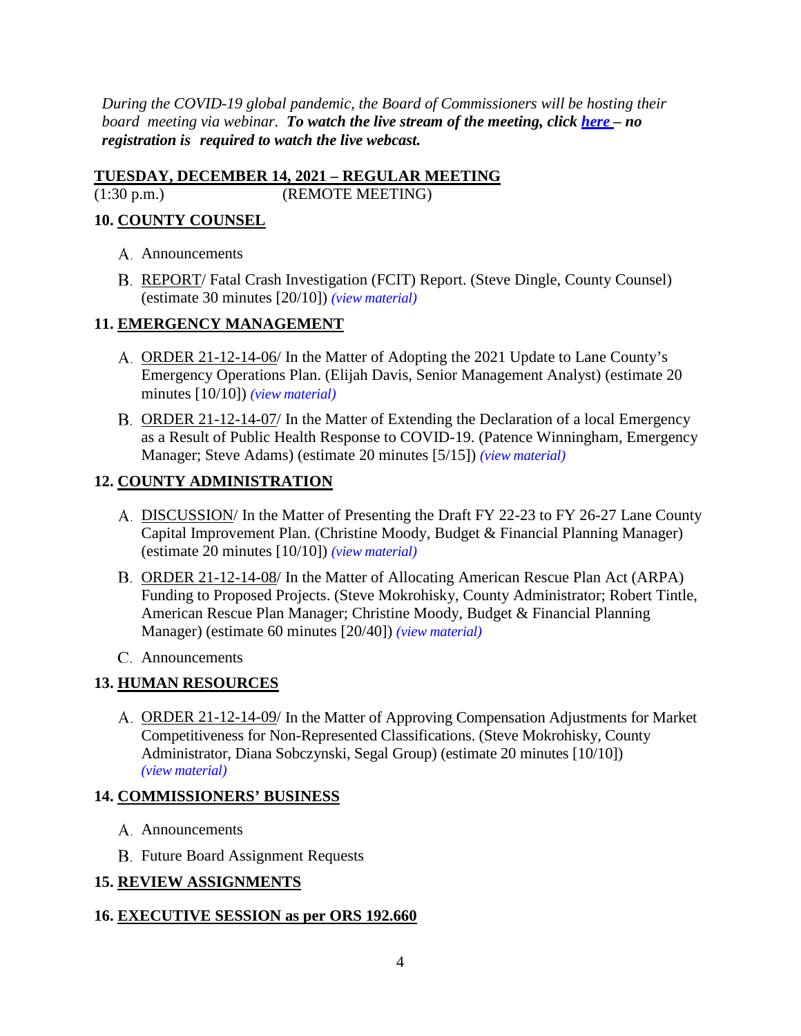*During the COVID-19 global pandemic, the Board of Commissioners will be hosting their board meeting via webinar.* ***To watch the live stream of the meeting, click [here](#) – no registration is required to watch the live webcast.***

**TUESDAY, DECEMBER 14, 2021 – REGULAR MEETING**

(1:30 p.m.) (REMOTE MEETING)

## 10. COUNTY COUNSEL

A. Announcements

B. REPORT/ Fatal Crash Investigation (FCIT) Report. (Steve Dingle, County Counsel) (estimate 30 minutes [20/10]) *(view material)*

## 11. EMERGENCY MANAGEMENT

A. ORDER 21-12-14-06/ In the Matter of Adopting the 2021 Update to Lane County's Emergency Operations Plan. (Elijah Davis, Senior Management Analyst) (estimate 20 minutes [10/10]) *(view material)*

B. ORDER 21-12-14-07/ In the Matter of Extending the Declaration of a local Emergency as a Result of Public Health Response to COVID-19. (Patence Winningham, Emergency Manager; Steve Adams) (estimate 20 minutes [5/15]) *(view material)*

## 12. COUNTY ADMINISTRATION

A. DISCUSSION/ In the Matter of Presenting the Draft FY 22-23 to FY 26-27 Lane County Capital Improvement Plan. (Christine Moody, Budget & Financial Planning Manager) (estimate 20 minutes [10/10]) *(view material)*

B. ORDER 21-12-14-08/ In the Matter of Allocating American Rescue Plan Act (ARPA) Funding to Proposed Projects. (Steve Mokrohisky, County Administrator; Robert Tintle, American Rescue Plan Manager; Christine Moody, Budget & Financial Planning Manager) (estimate 60 minutes [20/40]) *(view material)*

C. Announcements

## 13. HUMAN RESOURCES

A. ORDER 21-12-14-09/ In the Matter of Approving Compensation Adjustments for Market Competitiveness for Non-Represented Classifications. (Steve Mokrohisky, County Administrator, Diana Sobczynski, Segal Group) (estimate 20 minutes [10/10]) *(view material)*

## 14. COMMISSIONERS' BUSINESS

A. Announcements

B. Future Board Assignment Requests

## 15. REVIEW ASSIGNMENTS

## 16. EXECUTIVE SESSION as per ORS 192.660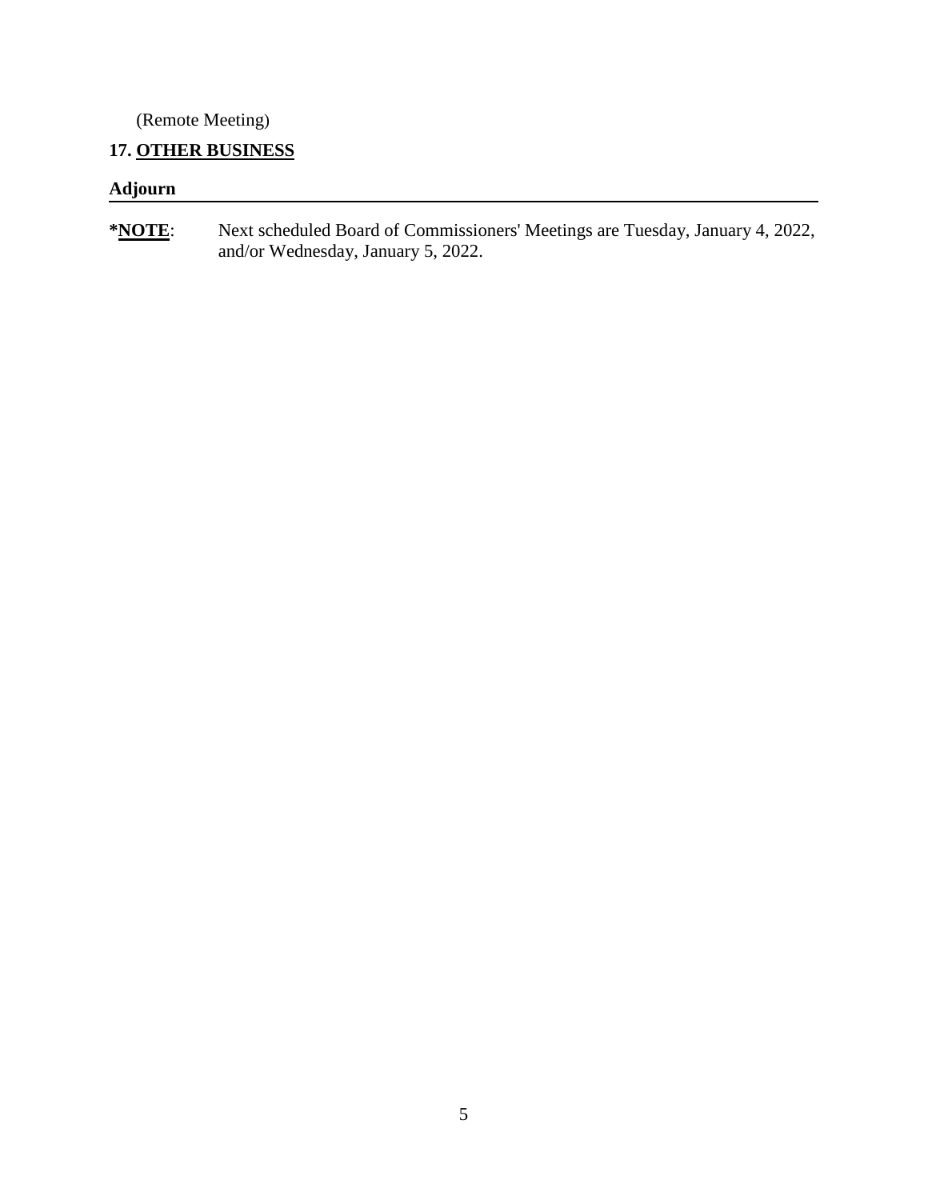(Remote Meeting)

**17. <u>OTHER BUSINESS</u>**

**Adjourn**

---

**\*<u>NOTE</u>**: Next scheduled Board of Commissioners' Meetings are Tuesday, January 4, 2022, and/or Wednesday, January 5, 2022.